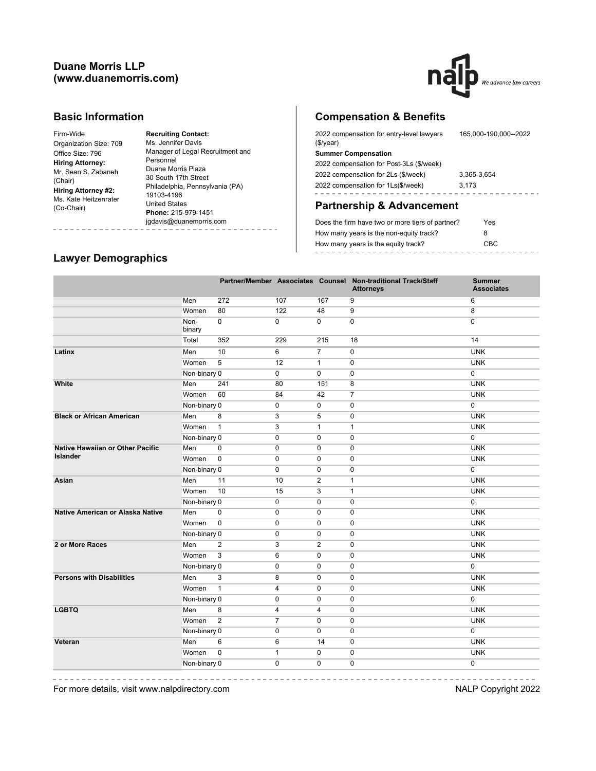# Duane Morris LLP (www.duanemorris.com)

## Basic Information

Firm-Wide
Organization Size: 709
Office Size: 796
**Hiring Attorney:**
Mr. Sean S. Zabaneh (Chair)
**Hiring Attorney #2:**
Ms. Kate Heitzenrater (Co-Chair)

**Recruiting Contact:**
Ms. Jennifer Davis
Manager of Legal Recruitment and Personnel
Duane Morris Plaza
30 South 17th Street
Philadelphia, Pennsylvania (PA) 19103-4196
United States
**Phone:** 215-979-1451
jgdavis@duanemorris.com

## Compensation & Benefits

| | |
|---|---|
| 2022 compensation for entry-level lawyers ($/year) | 165,000-190,000--2022 |
| **Summer Compensation** | |
| 2022 compensation for Post-3Ls ($/week) | |
| 2022 compensation for 2Ls ($/week) | 3,365-3,654 |
| 2022 compensation for 1Ls($/week) | 3,173 |

## Partnership & Advancement

| | |
|---|---|
| Does the firm have two or more tiers of partner? | Yes |
| How many years is the non-equity track? | 8 |
| How many years is the equity track? | CBC |

## Lawyer Demographics

| | | Partner/Member | Associates | Counsel | Non-traditional Track/Staff Attorneys | Summer Associates |
|---|---|---|---|---|---|---|
| | Men | 272 | 107 | 167 | 9 | 6 |
| | Women | 80 | 122 | 48 | 9 | 8 |
| | Non-binary | 0 | 0 | 0 | 0 | 0 |
| | Total | 352 | 229 | 215 | 18 | 14 |
| **Latinx** | Men | 10 | 6 | 7 | 0 | UNK |
| | Women | 5 | 12 | 1 | 0 | UNK |
| | Non-binary | 0 | 0 | 0 | 0 | 0 |
| **White** | Men | 241 | 80 | 151 | 8 | UNK |
| | Women | 60 | 84 | 42 | 7 | UNK |
| | Non-binary | 0 | 0 | 0 | 0 | 0 |
| **Black or African American** | Men | 8 | 3 | 5 | 0 | UNK |
| | Women | 1 | 3 | 1 | 1 | UNK |
| | Non-binary | 0 | 0 | 0 | 0 | 0 |
| **Native Hawaiian or Other Pacific Islander** | Men | 0 | 0 | 0 | 0 | UNK |
| | Women | 0 | 0 | 0 | 0 | UNK |
| | Non-binary | 0 | 0 | 0 | 0 | 0 |
| **Asian** | Men | 11 | 10 | 2 | 1 | UNK |
| | Women | 10 | 15 | 3 | 1 | UNK |
| | Non-binary | 0 | 0 | 0 | 0 | 0 |
| **Native American or Alaska Native** | Men | 0 | 0 | 0 | 0 | UNK |
| | Women | 0 | 0 | 0 | 0 | UNK |
| | Non-binary | 0 | 0 | 0 | 0 | UNK |
| **2 or More Races** | Men | 2 | 3 | 2 | 0 | UNK |
| | Women | 3 | 6 | 0 | 0 | UNK |
| | Non-binary | 0 | 0 | 0 | 0 | 0 |
| **Persons with Disabilities** | Men | 3 | 8 | 0 | 0 | UNK |
| | Women | 1 | 4 | 0 | 0 | UNK |
| | Non-binary | 0 | 0 | 0 | 0 | 0 |
| **LGBTQ** | Men | 8 | 4 | 4 | 0 | UNK |
| | Women | 2 | 7 | 0 | 0 | UNK |
| | Non-binary | 0 | 0 | 0 | 0 | 0 |
| **Veteran** | Men | 6 | 6 | 14 | 0 | UNK |
| | Women | 0 | 1 | 0 | 0 | UNK |
| | Non-binary | 0 | 0 | 0 | 0 | 0 |

For more details, visit www.nalpdirectory.com

NALP Copyright 2022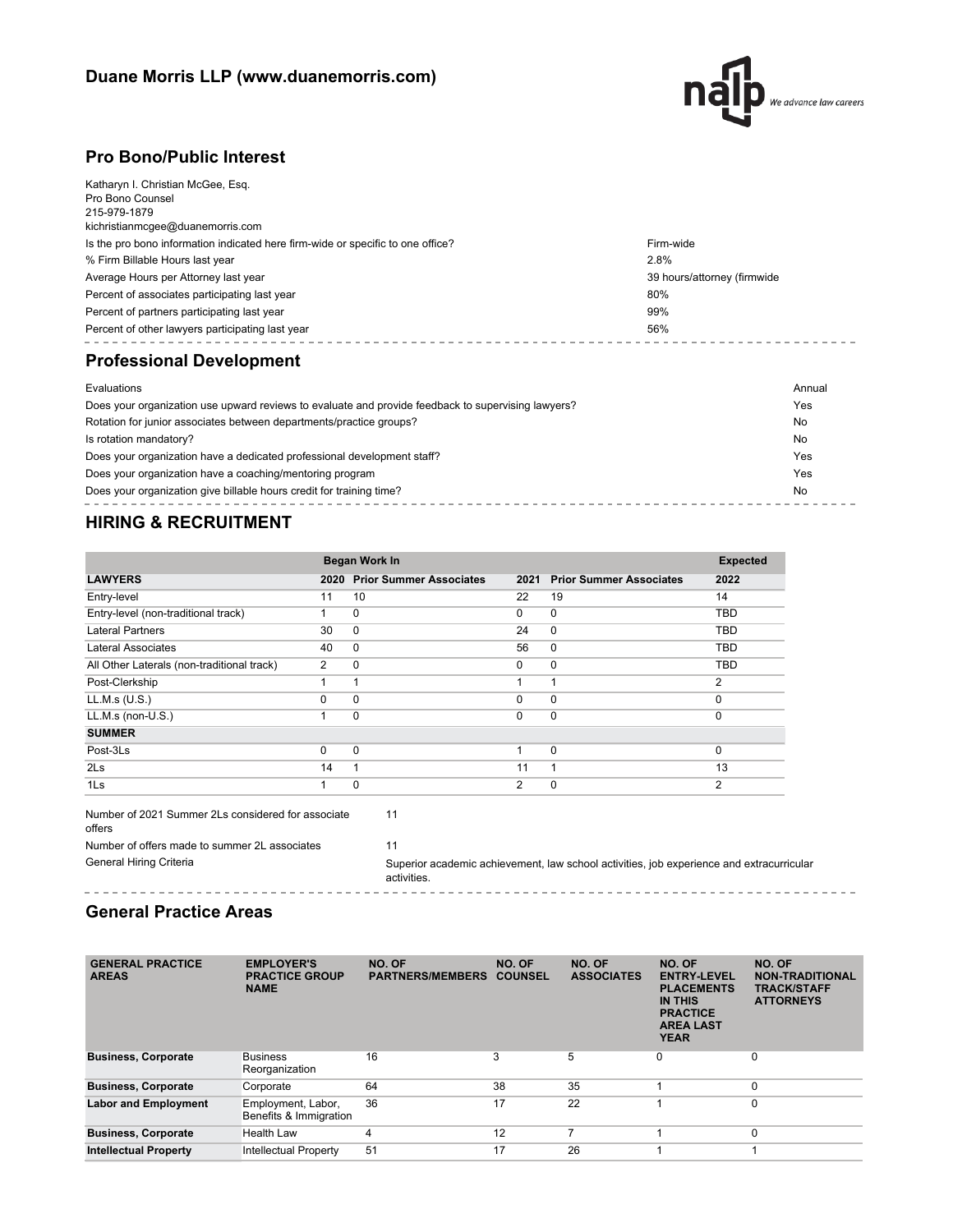## Duane Morris LLP (www.duanemorris.com)

## Pro Bono/Public Interest

Katharyn I. Christian McGee, Esq.
Pro Bono Counsel
215-979-1879
kichristianmcgee@duanemorris.com

| | |
|---|---|
| Is the pro bono information indicated here firm-wide or specific to one office? | Firm-wide |
| % Firm Billable Hours last year | 2.8% |
| Average Hours per Attorney last year | 39 hours/attorney (firmwide |
| Percent of associates participating last year | 80% |
| Percent of partners participating last year | 99% |
| Percent of other lawyers participating last year | 56% |

## Professional Development

| | |
|---|---|
| Evaluations | Annual |
| Does your organization use upward reviews to evaluate and provide feedback to supervising lawyers? | Yes |
| Rotation for junior associates between departments/practice groups? | No |
| Is rotation mandatory? | No |
| Does your organization have a dedicated professional development staff? | Yes |
| Does your organization have a coaching/mentoring program | Yes |
| Does your organization give billable hours credit for training time? | No |

## HIRING & RECRUITMENT

| | Began Work In | | | | Expected |
|---|---|---|---|---|---|
| **LAWYERS** | **2020** | **Prior Summer Associates** | **2021** | **Prior Summer Associates** | **2022** |
| Entry-level | 11 | 10 | 22 | 19 | 14 |
| Entry-level (non-traditional track) | 1 | 0 | 0 | 0 | TBD |
| Lateral Partners | 30 | 0 | 24 | 0 | TBD |
| Lateral Associates | 40 | 0 | 56 | 0 | TBD |
| All Other Laterals (non-traditional track) | 2 | 0 | 0 | 0 | TBD |
| Post-Clerkship | 1 | 1 | 1 | 1 | 2 |
| LL.M.s (U.S.) | 0 | 0 | 0 | 0 | 0 |
| LL.M.s (non-U.S.) | 1 | 0 | 0 | 0 | 0 |
| **SUMMER** | | | | | |
| Post-3Ls | 0 | 0 | 1 | 0 | 0 |
| 2Ls | 14 | 1 | 11 | 1 | 13 |
| 1Ls | 1 | 0 | 2 | 0 | 2 |

| | |
|---|---|
| Number of 2021 Summer 2Ls considered for associate offers | 11 |
| Number of offers made to summer 2L associates | 11 |
| General Hiring Criteria | Superior academic achievement, law school activities, job experience and extracurricular activities. |

## General Practice Areas

| GENERAL PRACTICE AREAS | EMPLOYER'S PRACTICE GROUP NAME | NO. OF PARTNERS/MEMBERS | NO. OF COUNSEL | NO. OF ASSOCIATES | NO. OF ENTRY-LEVEL PLACEMENTS IN THIS PRACTICE AREA LAST YEAR | NO. OF NON-TRADITIONAL TRACK/STAFF ATTORNEYS |
|---|---|---|---|---|---|---|
| **Business, Corporate** | Business Reorganization | 16 | 3 | 5 | 0 | 0 |
| **Business, Corporate** | Corporate | 64 | 38 | 35 | 1 | 0 |
| **Labor and Employment** | Employment, Labor, Benefits & Immigration | 36 | 17 | 22 | 1 | 0 |
| **Business, Corporate** | Health Law | 4 | 12 | 7 | 1 | 0 |
| **Intellectual Property** | Intellectual Property | 51 | 17 | 26 | 1 | 1 |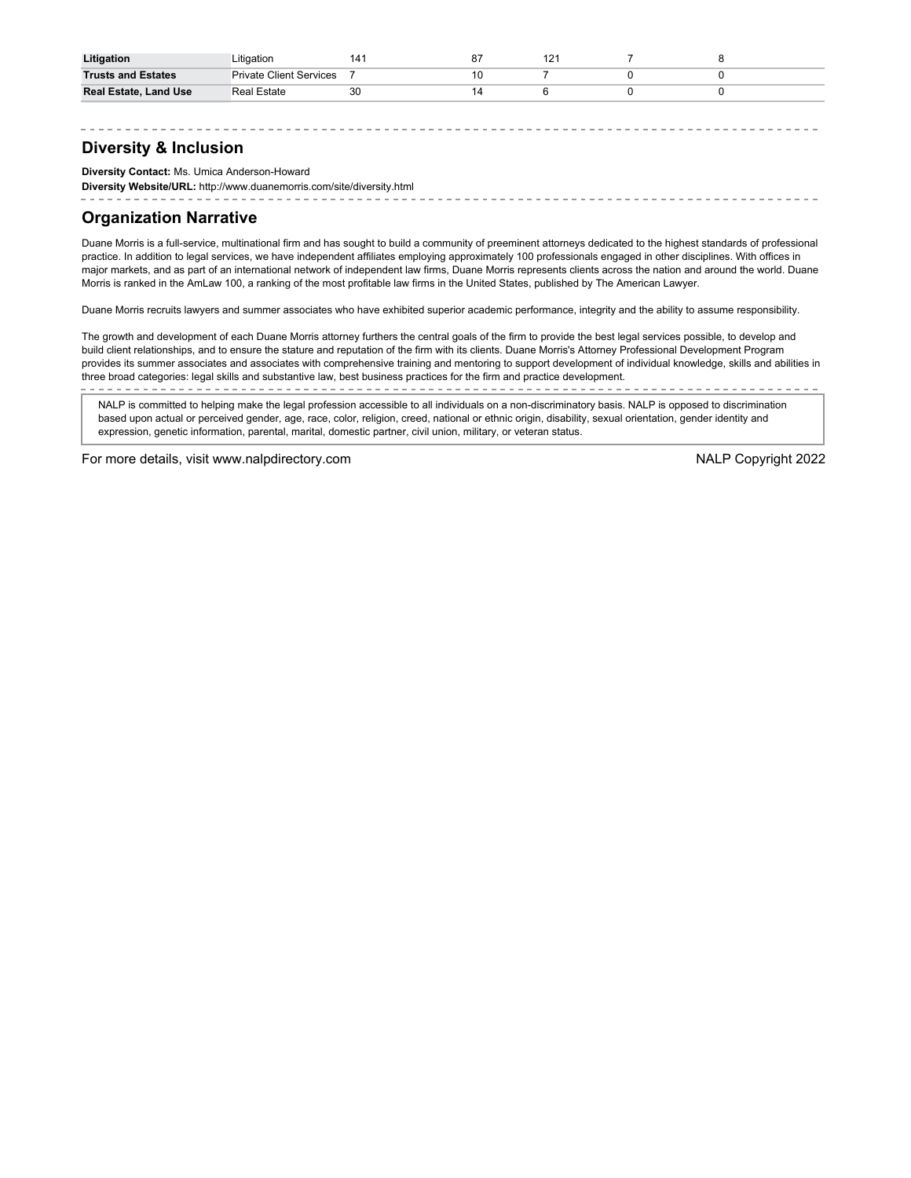| | | | | | | |
|---|---|---|---|---|---|---|
| **Litigation** | Litigation | 141 | 87 | 121 | 7 | 8 |
| **Trusts and Estates** | Private Client Services | 7 | 10 | 7 | 0 | 0 |
| **Real Estate, Land Use** | Real Estate | 30 | 14 | 6 | 0 | 0 |

## Diversity & Inclusion

**Diversity Contact:** Ms. Umica Anderson-Howard

**Diversity Website/URL:** http://www.duanemorris.com/site/diversity.html

## Organization Narrative

Duane Morris is a full-service, multinational firm and has sought to build a community of preeminent attorneys dedicated to the highest standards of professional practice. In addition to legal services, we have independent affiliates employing approximately 100 professionals engaged in other disciplines. With offices in major markets, and as part of an international network of independent law firms, Duane Morris represents clients across the nation and around the world. Duane Morris is ranked in the AmLaw 100, a ranking of the most profitable law firms in the United States, published by The American Lawyer.

Duane Morris recruits lawyers and summer associates who have exhibited superior academic performance, integrity and the ability to assume responsibility.

The growth and development of each Duane Morris attorney furthers the central goals of the firm to provide the best legal services possible, to develop and build client relationships, and to ensure the stature and reputation of the firm with its clients. Duane Morris's Attorney Professional Development Program provides its summer associates and associates with comprehensive training and mentoring to support development of individual knowledge, skills and abilities in three broad categories: legal skills and substantive law, best business practices for the firm and practice development.

NALP is committed to helping make the legal profession accessible to all individuals on a non-discriminatory basis. NALP is opposed to discrimination based upon actual or perceived gender, age, race, color, religion, creed, national or ethnic origin, disability, sexual orientation, gender identity and expression, genetic information, parental, marital, domestic partner, civil union, military, or veteran status.

For more details, visit www.nalpdirectory.com

NALP Copyright 2022